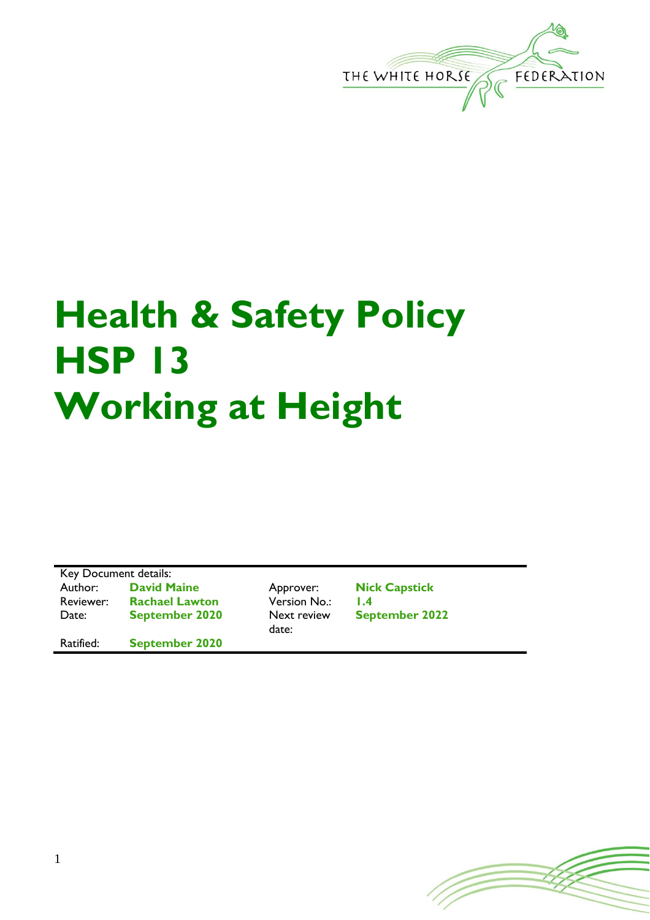THE WHITE HORSE FEDERATION

# Health & Safety Policy HSP 13 Working at Height

| Key Document details: | | | |
|---|---|---|---|
| Author: | **David Maine** | Approver: | **Nick Capstick** |
| Reviewer: | **Rachael Lawton** | Version No.: | **1.4** |
| Date: | **September 2020** | Next review date: | **September 2022** |
| Ratified: | **September 2020** | | |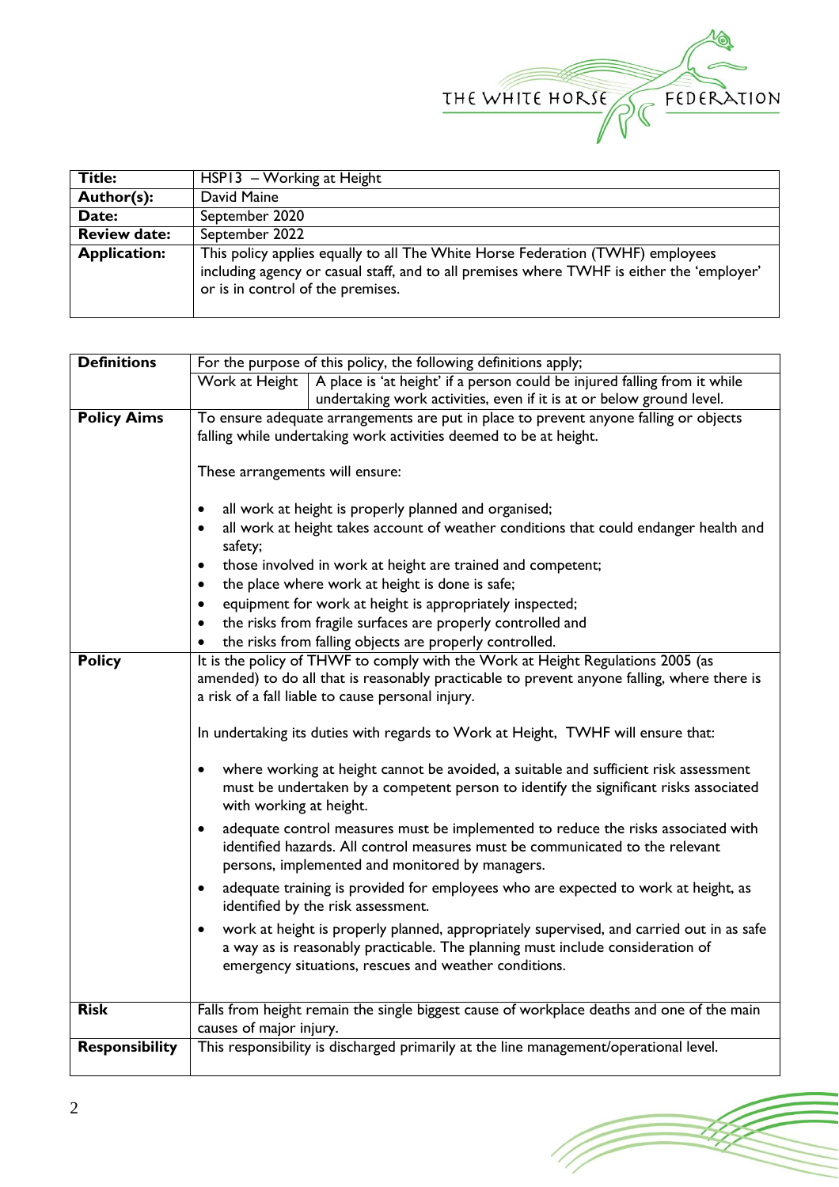| Title: | HSP13 – Working at Height |
|---|---|
| Author(s): | David Maine |
| Date: | September 2020 |
| Review date: | September 2022 |
| Application: | This policy applies equally to all The White Horse Federation (TWHF) employees including agency or casual staff, and to all premises where TWHF is either the 'employer' or is in control of the premises. |

| | |
|---|---|
| **Definitions** | For the purpose of this policy, the following definitions apply;<br>**Work at Height**: A place is 'at height' if a person could be injured falling from it while undertaking work activities, even if it is at or below ground level. |
| **Policy Aims** | To ensure adequate arrangements are put in place to prevent anyone falling or objects falling while undertaking work activities deemed to be at height.<br><br>These arrangements will ensure:<br><br>• all work at height is properly planned and organised;<br>• all work at height takes account of weather conditions that could endanger health and safety;<br>• those involved in work at height are trained and competent;<br>• the place where work at height is done is safe;<br>• equipment for work at height is appropriately inspected;<br>• the risks from fragile surfaces are properly controlled and<br>• the risks from falling objects are properly controlled. |
| **Policy** | It is the policy of THWF to comply with the Work at Height Regulations 2005 (as amended) to do all that is reasonably practicable to prevent anyone falling, where there is a risk of a fall liable to cause personal injury.<br><br>In undertaking its duties with regards to Work at Height, TWHF will ensure that:<br><br>• where working at height cannot be avoided, a suitable and sufficient risk assessment must be undertaken by a competent person to identify the significant risks associated with working at height.<br>• adequate control measures must be implemented to reduce the risks associated with identified hazards. All control measures must be communicated to the relevant persons, implemented and monitored by managers.<br>• adequate training is provided for employees who are expected to work at height, as identified by the risk assessment.<br>• work at height is properly planned, appropriately supervised, and carried out in as safe a way as is reasonably practicable. The planning must include consideration of emergency situations, rescues and weather conditions. |
| **Risk** | Falls from height remain the single biggest cause of workplace deaths and one of the main causes of major injury. |
| **Responsibility** | This responsibility is discharged primarily at the line management/operational level. |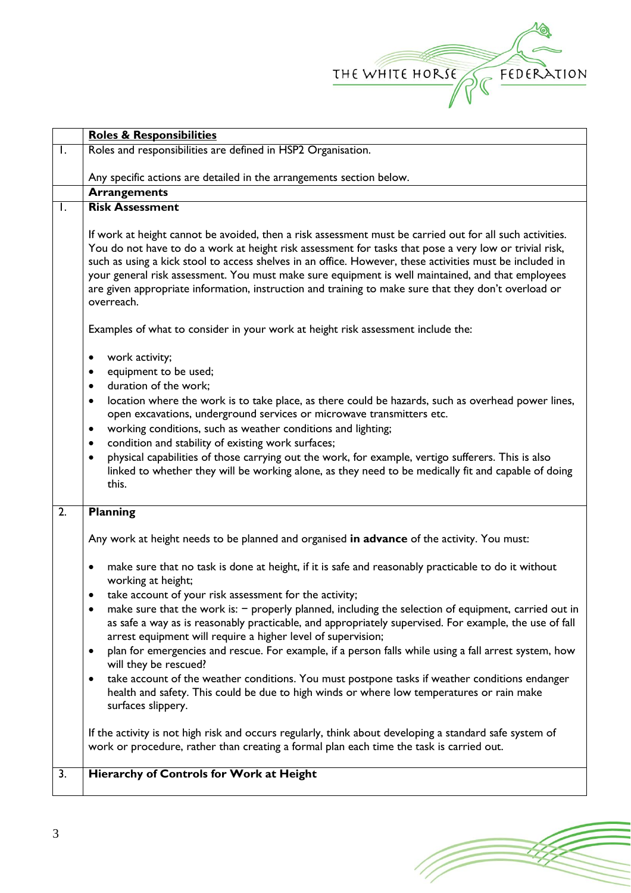| | **Roles & Responsibilities** |
|---|---|
| 1. | Roles and responsibilities are defined in HSP2 Organisation.<br><br>Any specific actions are detailed in the arrangements section below. |
| | **Arrangements** |
| 1. | **Risk Assessment**<br><br>If work at height cannot be avoided, then a risk assessment must be carried out for all such activities. You do not have to do a work at height risk assessment for tasks that pose a very low or trivial risk, such as using a kick stool to access shelves in an office. However, these activities must be included in your general risk assessment. You must make sure equipment is well maintained, and that employees are given appropriate information, instruction and training to make sure that they don't overload or overreach.<br><br>Examples of what to consider in your work at height risk assessment include the:<br><br>• work activity;<br>• equipment to be used;<br>• duration of the work;<br>• location where the work is to take place, as there could be hazards, such as overhead power lines, open excavations, underground services or microwave transmitters etc.<br>• working conditions, such as weather conditions and lighting;<br>• condition and stability of existing work surfaces;<br>• physical capabilities of those carrying out the work, for example, vertigo sufferers. This is also linked to whether they will be working alone, as they need to be medically fit and capable of doing this. |
| 2. | **Planning**<br><br>Any work at height needs to be planned and organised **in advance** of the activity. You must:<br><br>• make sure that no task is done at height, if it is safe and reasonably practicable to do it without working at height;<br>• take account of your risk assessment for the activity;<br>• make sure that the work is: − properly planned, including the selection of equipment, carried out in as safe a way as is reasonably practicable, and appropriately supervised. For example, the use of fall arrest equipment will require a higher level of supervision;<br>• plan for emergencies and rescue. For example, if a person falls while using a fall arrest system, how will they be rescued?<br>• take account of the weather conditions. You must postpone tasks if weather conditions endanger health and safety. This could be due to high winds or where low temperatures or rain make surfaces slippery.<br><br>If the activity is not high risk and occurs regularly, think about developing a standard safe system of work or procedure, rather than creating a formal plan each time the task is carried out. |
| 3. | **Hierarchy of Controls for Work at Height** |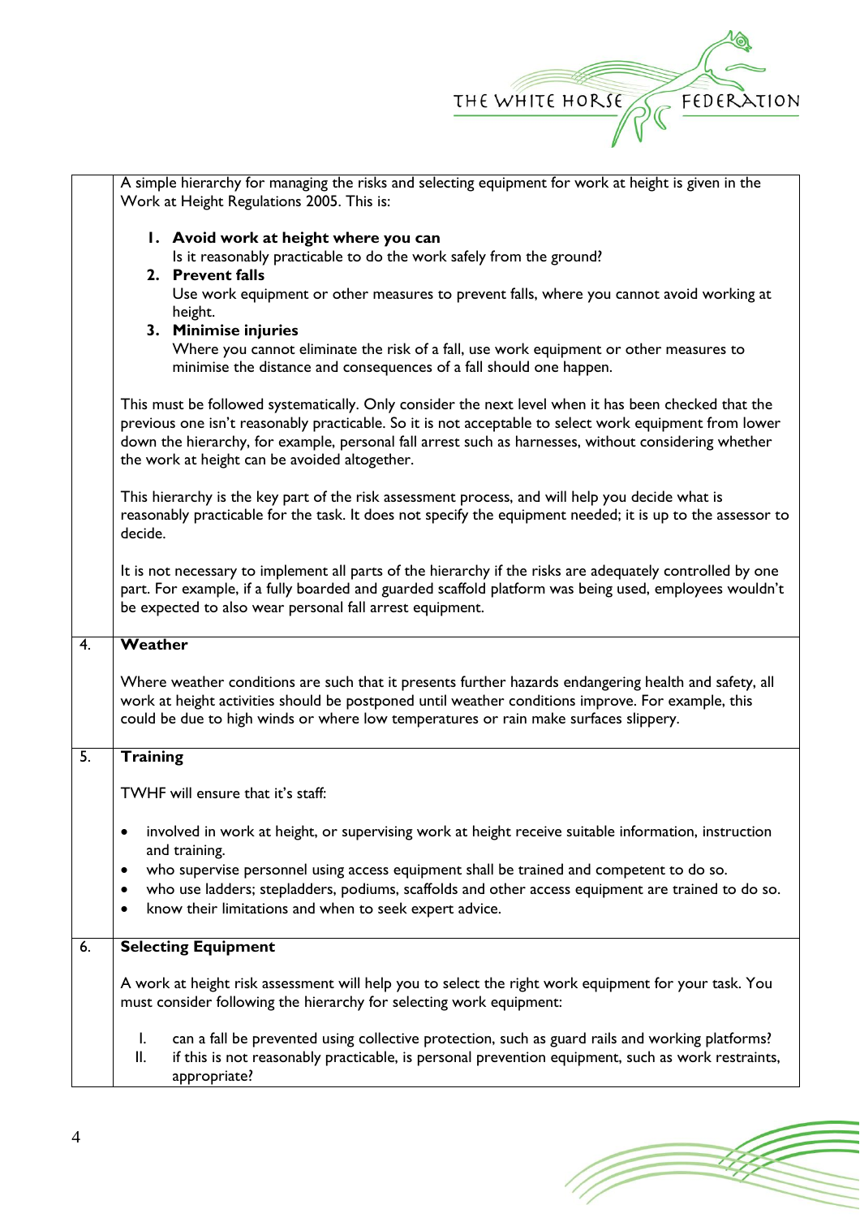A simple hierarchy for managing the risks and selecting equipment for work at height is given in the Work at Height Regulations 2005. This is:

1. **Avoid work at height where you can**
   Is it reasonably practicable to do the work safely from the ground?
2. **Prevent falls**
   Use work equipment or other measures to prevent falls, where you cannot avoid working at height.
3. **Minimise injuries**
   Where you cannot eliminate the risk of a fall, use work equipment or other measures to minimise the distance and consequences of a fall should one happen.

This must be followed systematically. Only consider the next level when it has been checked that the previous one isn't reasonably practicable. So it is not acceptable to select work equipment from lower down the hierarchy, for example, personal fall arrest such as harnesses, without considering whether the work at height can be avoided altogether.

This hierarchy is the key part of the risk assessment process, and will help you decide what is reasonably practicable for the task. It does not specify the equipment needed; it is up to the assessor to decide.

It is not necessary to implement all parts of the hierarchy if the risks are adequately controlled by one part. For example, if a fully boarded and guarded scaffold platform was being used, employees wouldn't be expected to also wear personal fall arrest equipment.

## 4. Weather

Where weather conditions are such that it presents further hazards endangering health and safety, all work at height activities should be postponed until weather conditions improve. For example, this could be due to high winds or where low temperatures or rain make surfaces slippery.

## 5. Training

TWHF will ensure that it's staff:

- involved in work at height, or supervising work at height receive suitable information, instruction and training.
- who supervise personnel using access equipment shall be trained and competent to do so.
- who use ladders; stepladders, podiums, scaffolds and other access equipment are trained to do so.
- know their limitations and when to seek expert advice.

## 6. Selecting Equipment

A work at height risk assessment will help you to select the right work equipment for your task. You must consider following the hierarchy for selecting work equipment:

I. can a fall be prevented using collective protection, such as guard rails and working platforms?
II. if this is not reasonably practicable, is personal prevention equipment, such as work restraints, appropriate?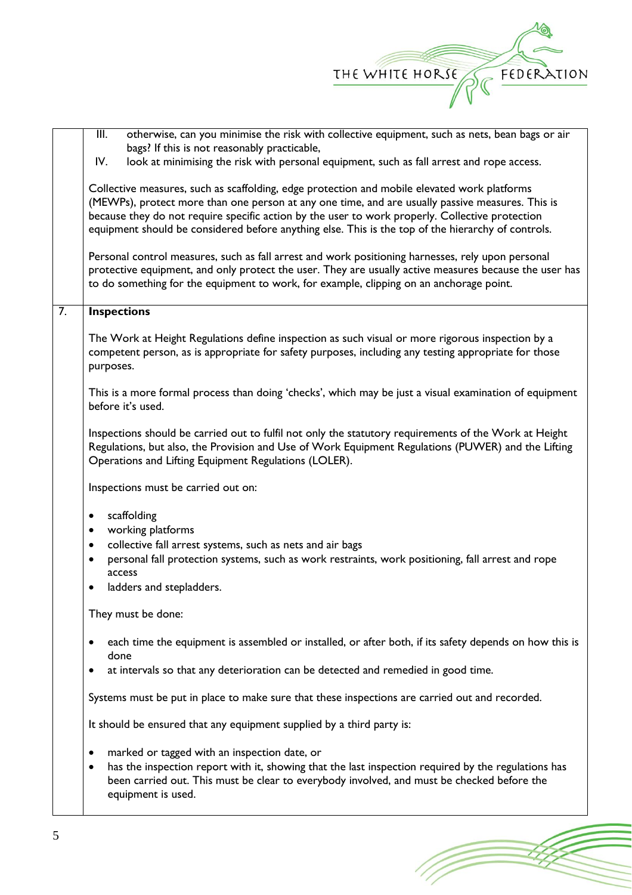III. otherwise, can you minimise the risk with collective equipment, such as nets, bean bags or air bags? If this is not reasonably practicable,

IV. look at minimising the risk with personal equipment, such as fall arrest and rope access.

Collective measures, such as scaffolding, edge protection and mobile elevated work platforms (MEWPs), protect more than one person at any one time, and are usually passive measures. This is because they do not require specific action by the user to work properly. Collective protection equipment should be considered before anything else. This is the top of the hierarchy of controls.

Personal control measures, such as fall arrest and work positioning harnesses, rely upon personal protective equipment, and only protect the user. They are usually active measures because the user has to do something for the equipment to work, for example, clipping on an anchorage point.

## 7. Inspections

The Work at Height Regulations define inspection as such visual or more rigorous inspection by a competent person, as is appropriate for safety purposes, including any testing appropriate for those purposes.

This is a more formal process than doing 'checks', which may be just a visual examination of equipment before it's used.

Inspections should be carried out to fulfil not only the statutory requirements of the Work at Height Regulations, but also, the Provision and Use of Work Equipment Regulations (PUWER) and the Lifting Operations and Lifting Equipment Regulations (LOLER).

Inspections must be carried out on:

- scaffolding
- working platforms
- collective fall arrest systems, such as nets and air bags
- personal fall protection systems, such as work restraints, work positioning, fall arrest and rope access
- ladders and stepladders.

They must be done:

- each time the equipment is assembled or installed, or after both, if its safety depends on how this is done
- at intervals so that any deterioration can be detected and remedied in good time.

Systems must be put in place to make sure that these inspections are carried out and recorded.

It should be ensured that any equipment supplied by a third party is:

- marked or tagged with an inspection date, or
- has the inspection report with it, showing that the last inspection required by the regulations has been carried out. This must be clear to everybody involved, and must be checked before the equipment is used.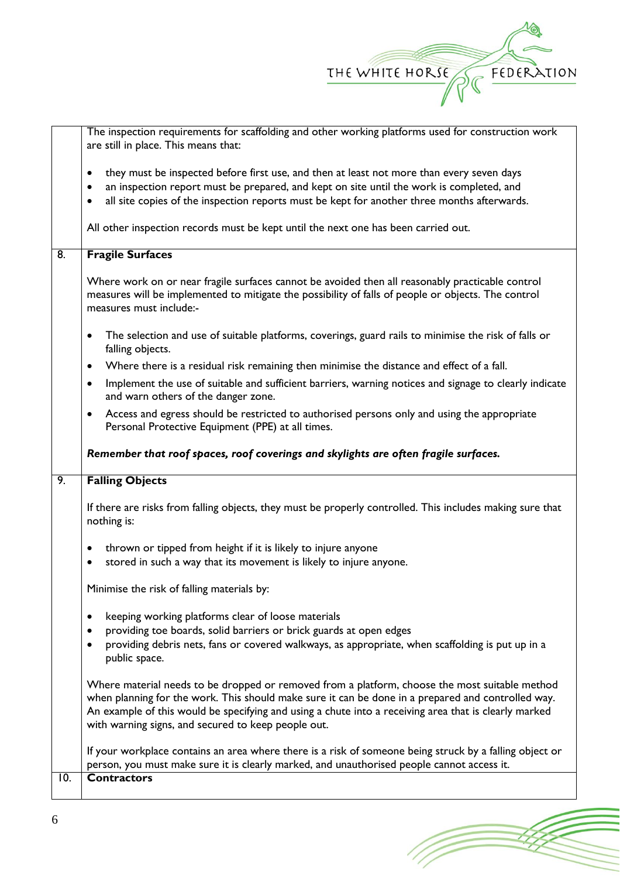| | |
|---|---|
| | The inspection requirements for scaffolding and other working platforms used for construction work are still in place. This means that:<br><br>• they must be inspected before first use, and then at least not more than every seven days<br>• an inspection report must be prepared, and kept on site until the work is completed, and<br>• all site copies of the inspection reports must be kept for another three months afterwards.<br><br>All other inspection records must be kept until the next one has been carried out. |
| 8. | **Fragile Surfaces**<br><br>Where work on or near fragile surfaces cannot be avoided then all reasonably practicable control measures will be implemented to mitigate the possibility of falls of people or objects. The control measures must include:-<br><br>• The selection and use of suitable platforms, coverings, guard rails to minimise the risk of falls or falling objects.<br>• Where there is a residual risk remaining then minimise the distance and effect of a fall.<br>• Implement the use of suitable and sufficient barriers, warning notices and signage to clearly indicate and warn others of the danger zone.<br>• Access and egress should be restricted to authorised persons only and using the appropriate Personal Protective Equipment (PPE) at all times.<br><br>***Remember that roof spaces, roof coverings and skylights are often fragile surfaces.*** |
| 9. | **Falling Objects**<br><br>If there are risks from falling objects, they must be properly controlled. This includes making sure that nothing is:<br><br>• thrown or tipped from height if it is likely to injure anyone<br>• stored in such a way that its movement is likely to injure anyone.<br><br>Minimise the risk of falling materials by:<br><br>• keeping working platforms clear of loose materials<br>• providing toe boards, solid barriers or brick guards at open edges<br>• providing debris nets, fans or covered walkways, as appropriate, when scaffolding is put up in a public space.<br><br>Where material needs to be dropped or removed from a platform, choose the most suitable method when planning for the work. This should make sure it can be done in a prepared and controlled way. An example of this would be specifying and using a chute into a receiving area that is clearly marked with warning signs, and secured to keep people out.<br><br>If your workplace contains an area where there is a risk of someone being struck by a falling object or person, you must make sure it is clearly marked, and unauthorised people cannot access it. |
| 10. | **Contractors** |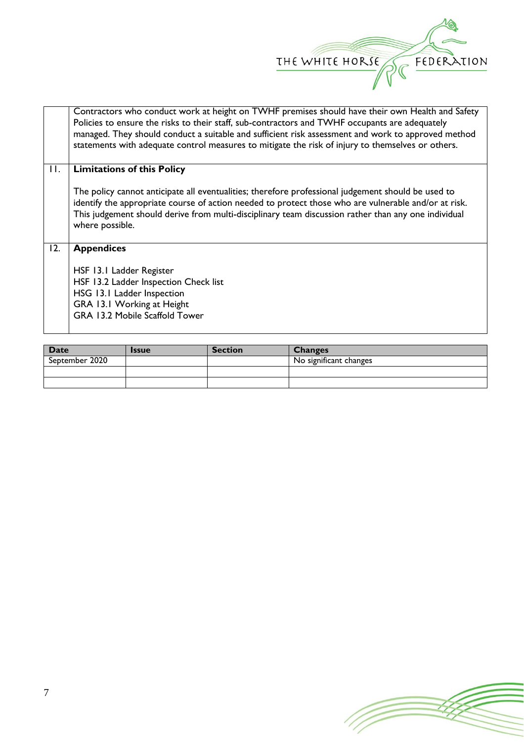Contractors who conduct work at height on TWHF premises should have their own Health and Safety Policies to ensure the risks to their staff, sub-contractors and TWHF occupants are adequately managed. They should conduct a suitable and sufficient risk assessment and work to approved method statements with adequate control measures to mitigate the risk of injury to themselves or others.

## 11. Limitations of this Policy

The policy cannot anticipate all eventualities; therefore professional judgement should be used to identify the appropriate course of action needed to protect those who are vulnerable and/or at risk. This judgement should derive from multi-disciplinary team discussion rather than any one individual where possible.

## 12. Appendices

HSF 13.1 Ladder Register
HSF 13.2 Ladder Inspection Check list
HSG 13.1 Ladder Inspection
GRA 13.1 Working at Height
GRA 13.2 Mobile Scaffold Tower

| Date | Issue | Section | Changes |
|---|---|---|---|
| September 2020 | | | No significant changes |
| | | | |
| | | | |